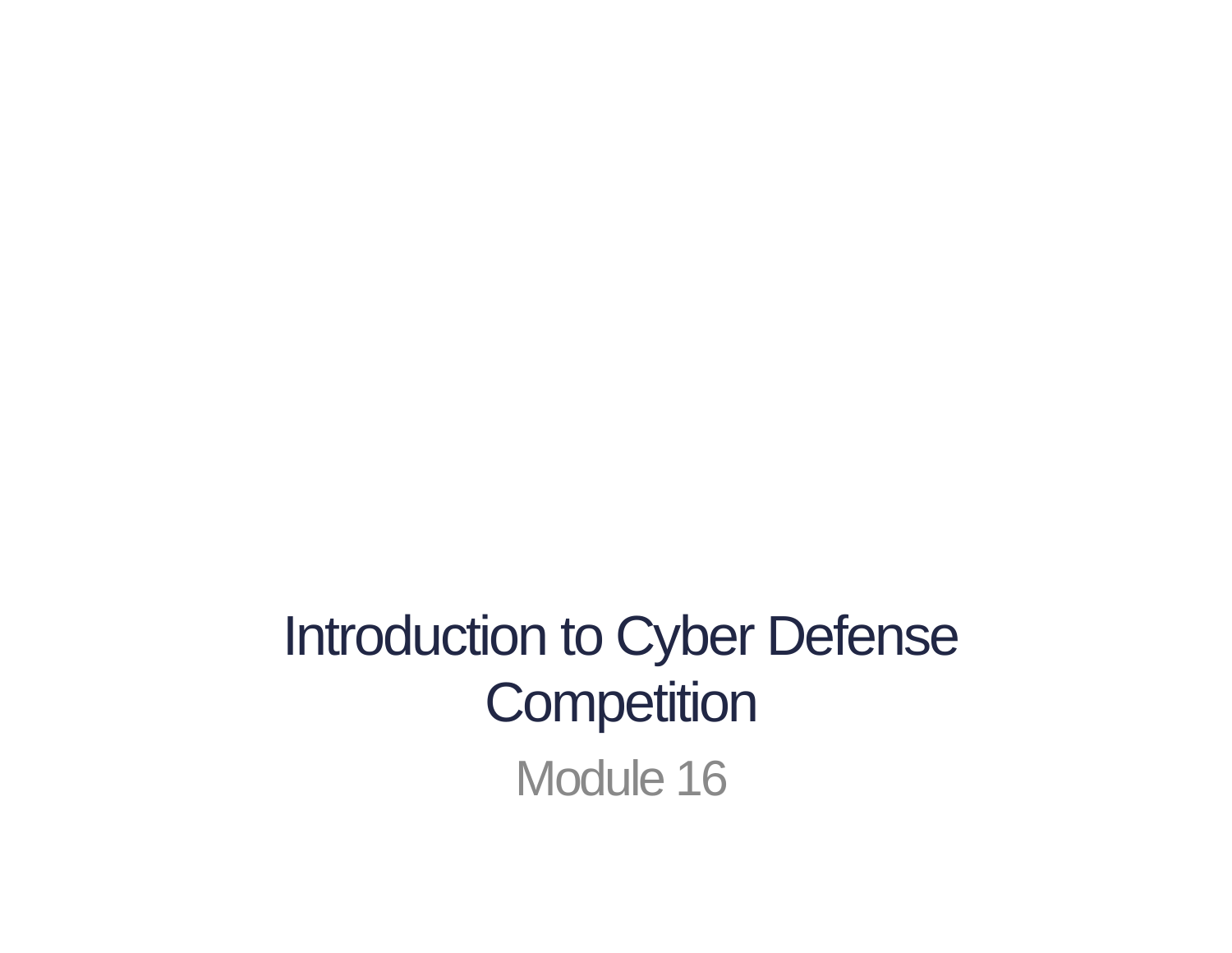# Introduction to Cyber Defense Competition

Module 16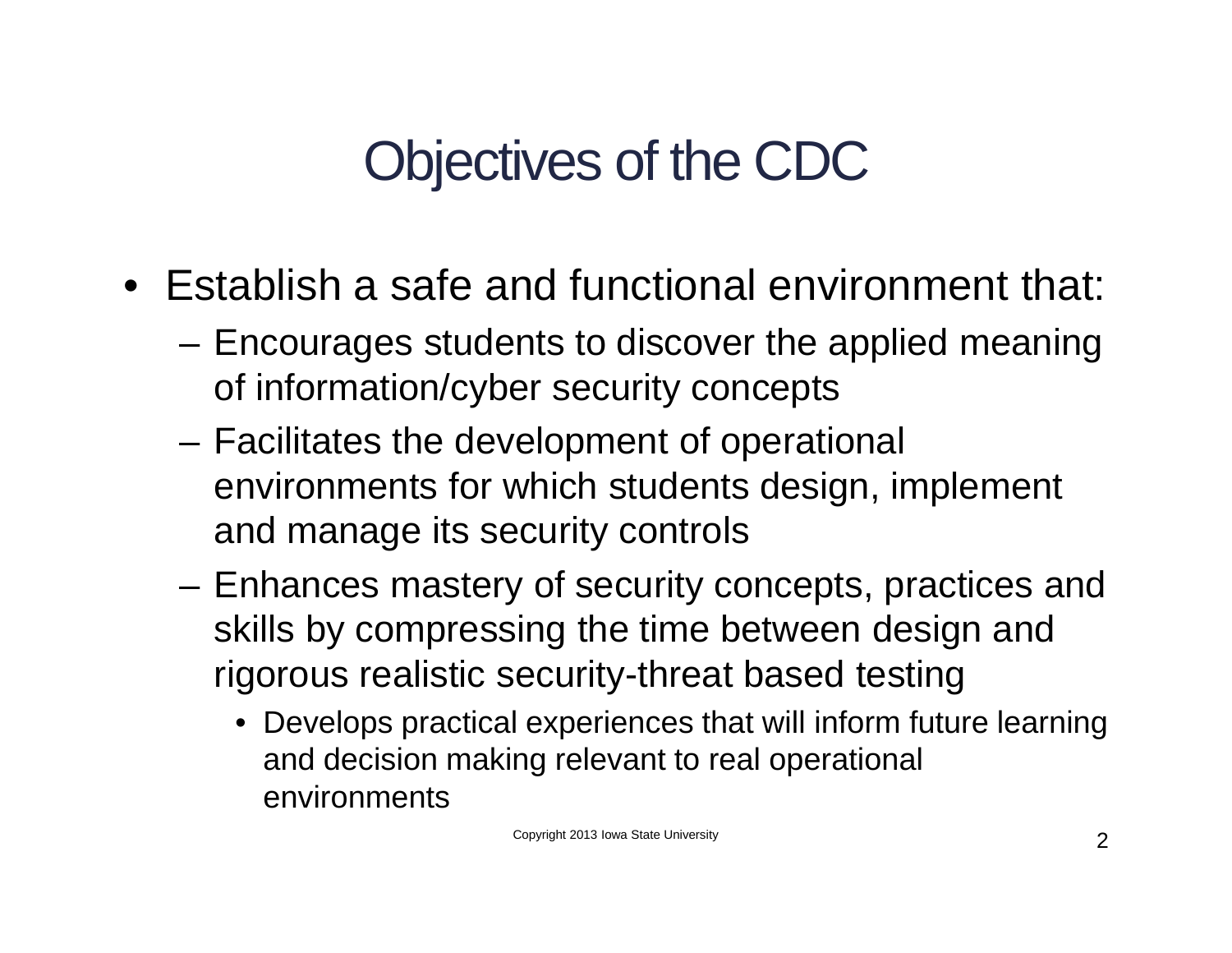# Objectives of the CDC

- Establish a safe and functional environment that:
  - Encourages students to discover the applied meaning of information/cyber security concepts
  - Facilitates the development of operational environments for which students design, implement and manage its security controls
  - Enhances mastery of security concepts, practices and skills by compressing the time between design and rigorous realistic security-threat based testing
    - Develops practical experiences that will inform future learning and decision making relevant to real operational environments

Copyright 2013 Iowa State University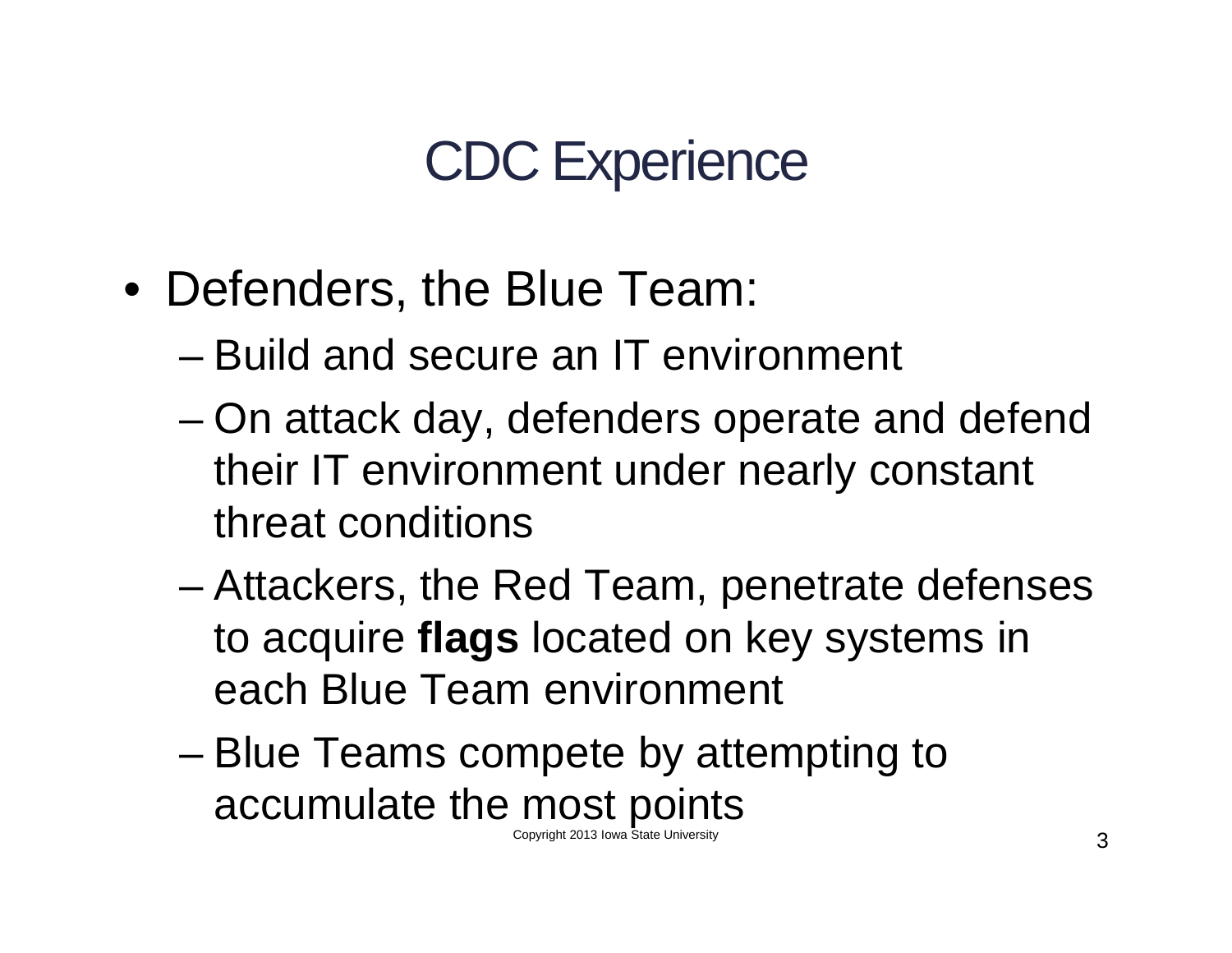# CDC Experience

- Defenders, the Blue Team:
  - Build and secure an IT environment
  - On attack day, defenders operate and defend their IT environment under nearly constant threat conditions
  - Attackers, the Red Team, penetrate defenses to acquire **flags** located on key systems in each Blue Team environment
  - Blue Teams compete by attempting to accumulate the most points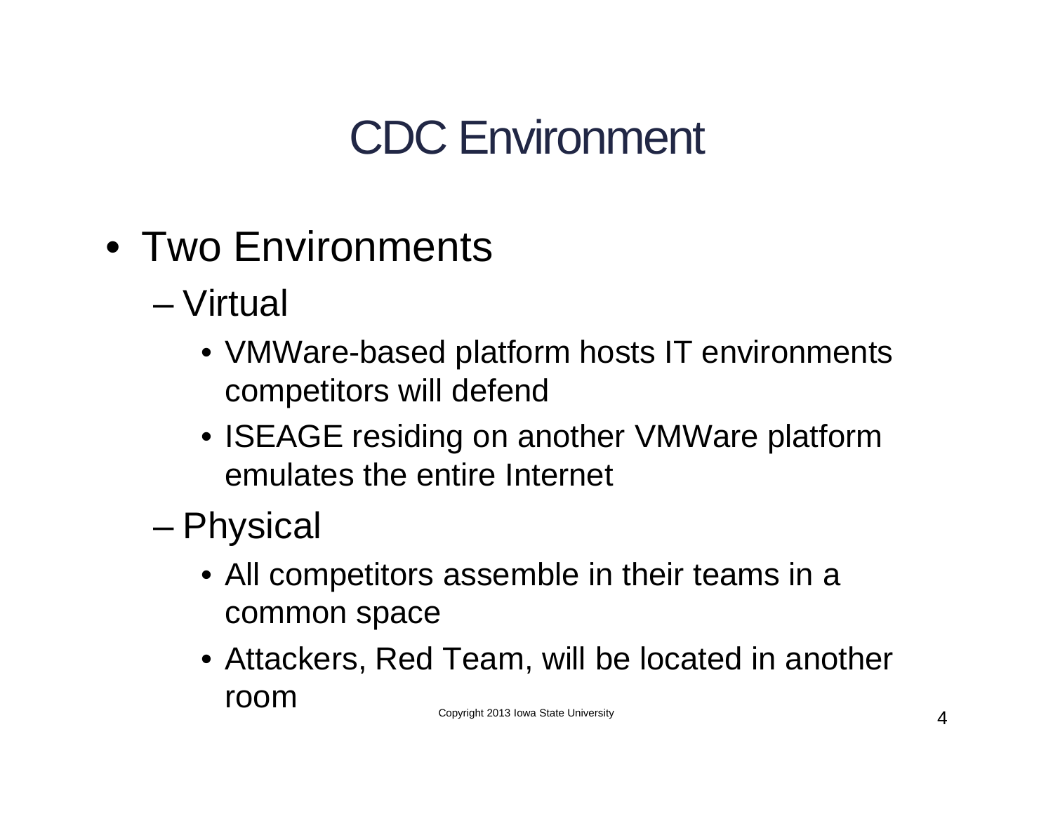# CDC Environment

- Two Environments
  - Virtual
    - VMWare-based platform hosts IT environments competitors will defend
    - ISEAGE residing on another VMWare platform emulates the entire Internet
  - Physical
    - All competitors assemble in their teams in a common space
    - Attackers, Red Team, will be located in another room

Copyright 2013 Iowa State University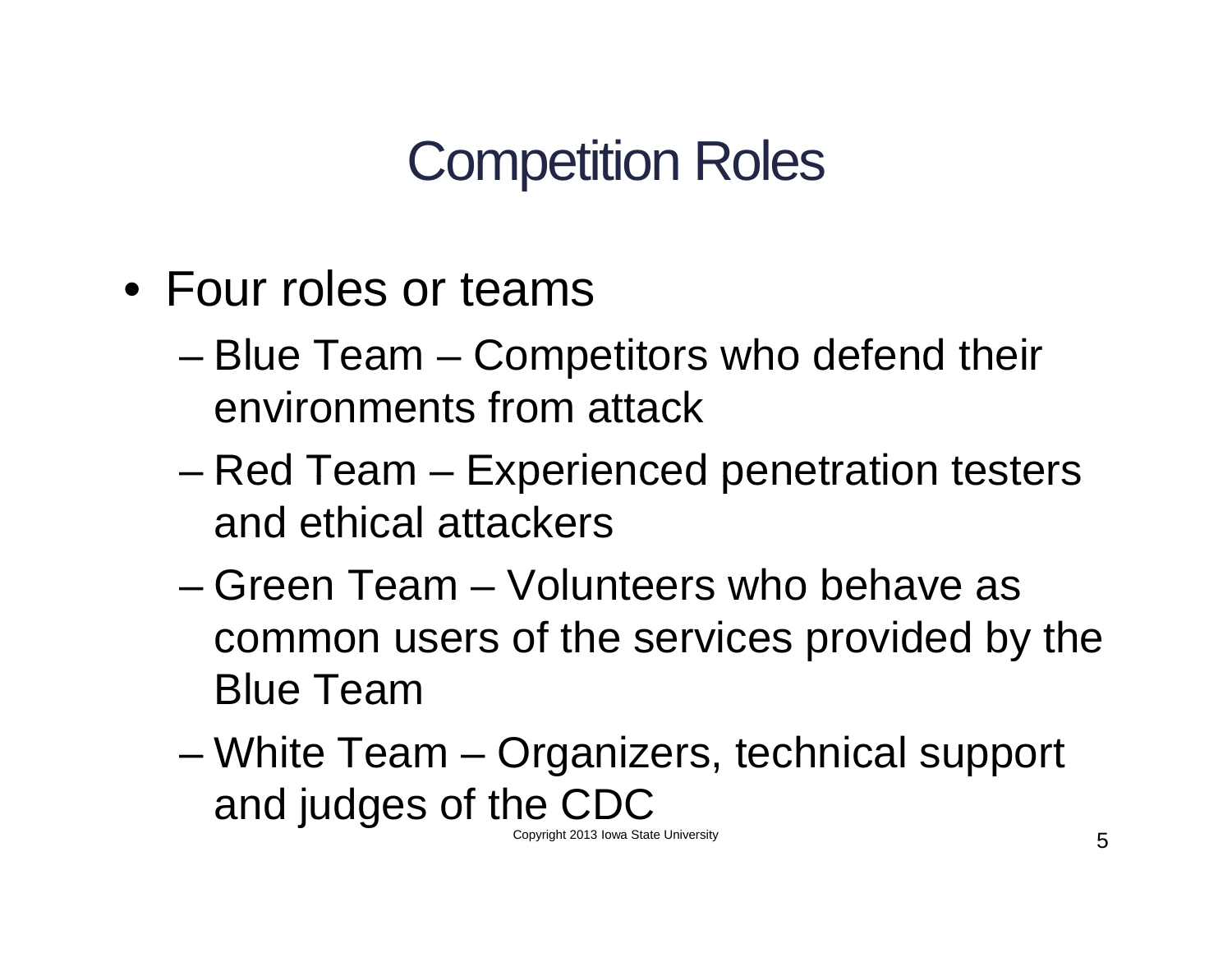# Competition Roles

- Four roles or teams
  - Blue Team – Competitors who defend their environments from attack
  - Red Team – Experienced penetration testers and ethical attackers
  - Green Team – Volunteers who behave as common users of the services provided by the Blue Team
  - White Team – Organizers, technical support and judges of the CDC

Copyright 2013 Iowa State University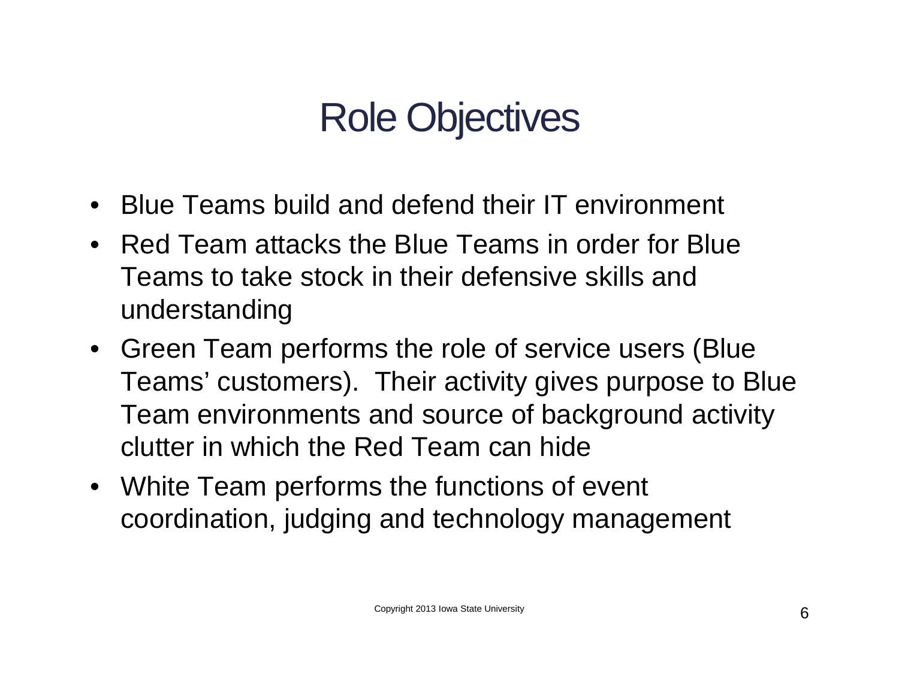# Role Objectives

- Blue Teams build and defend their IT environment
- Red Team attacks the Blue Teams in order for Blue Teams to take stock in their defensive skills and understanding
- Green Team performs the role of service users (Blue Teams' customers). Their activity gives purpose to Blue Team environments and source of background activity clutter in which the Red Team can hide
- White Team performs the functions of event coordination, judging and technology management

Copyright 2013 Iowa State University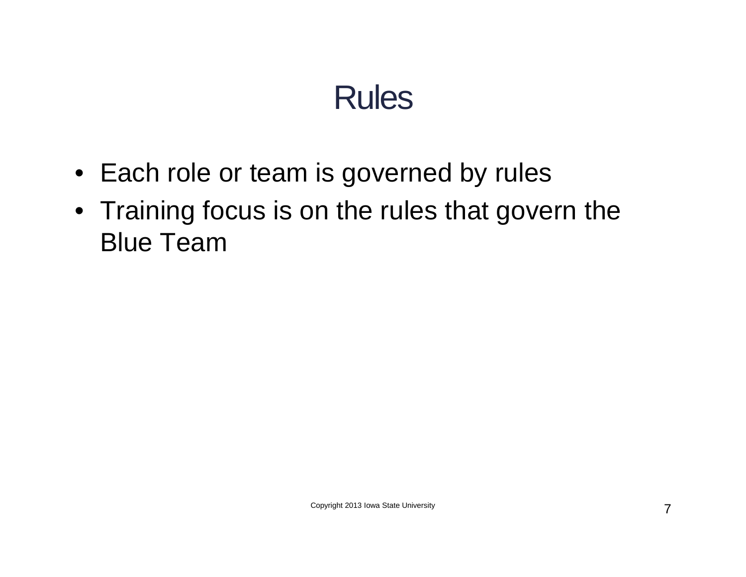# Rules

- Each role or team is governed by rules
- Training focus is on the rules that govern the Blue Team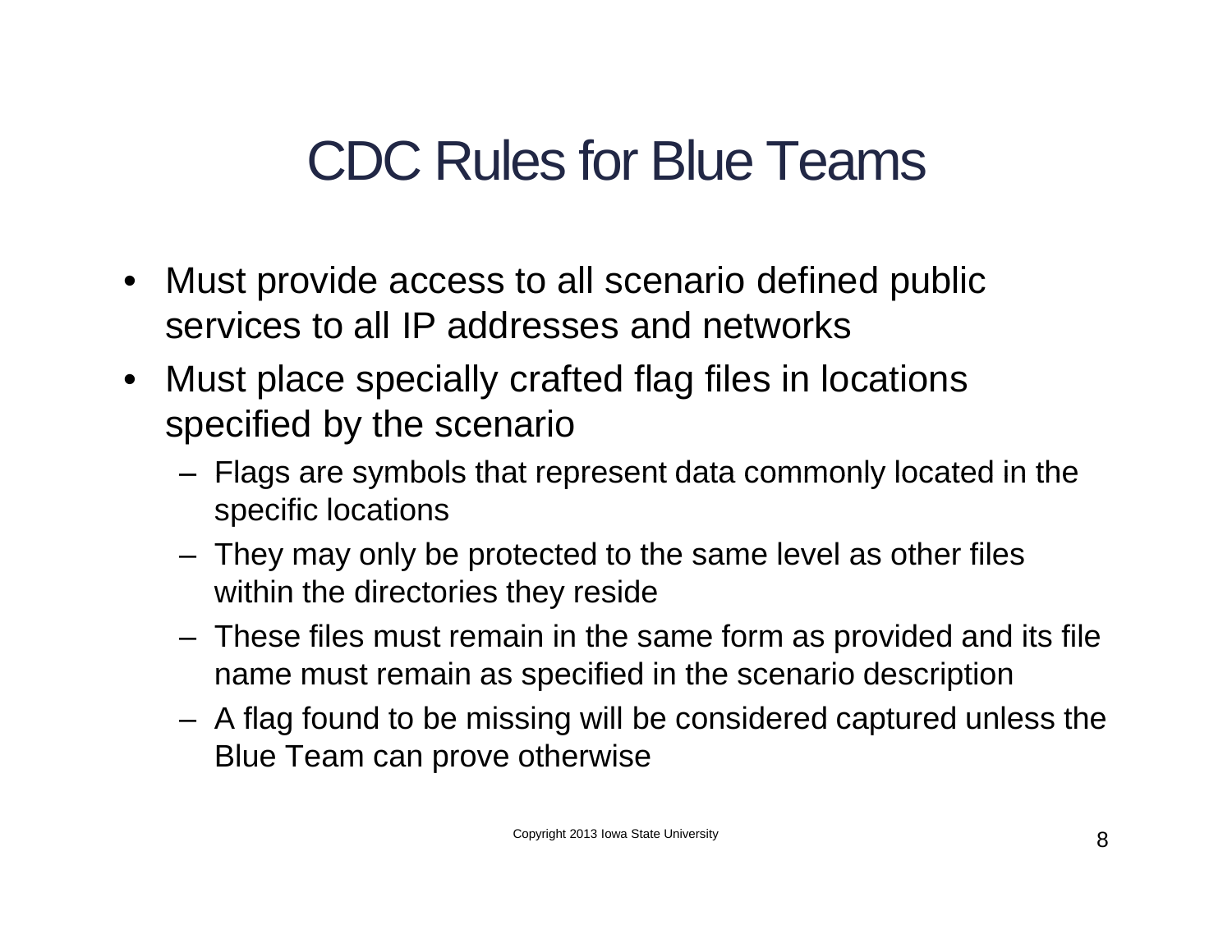# CDC Rules for Blue Teams

- Must provide access to all scenario defined public services to all IP addresses and networks
- Must place specially crafted flag files in locations specified by the scenario
  - Flags are symbols that represent data commonly located in the specific locations
  - They may only be protected to the same level as other files within the directories they reside
  - These files must remain in the same form as provided and its file name must remain as specified in the scenario description
  - A flag found to be missing will be considered captured unless the Blue Team can prove otherwise

Copyright 2013 Iowa State University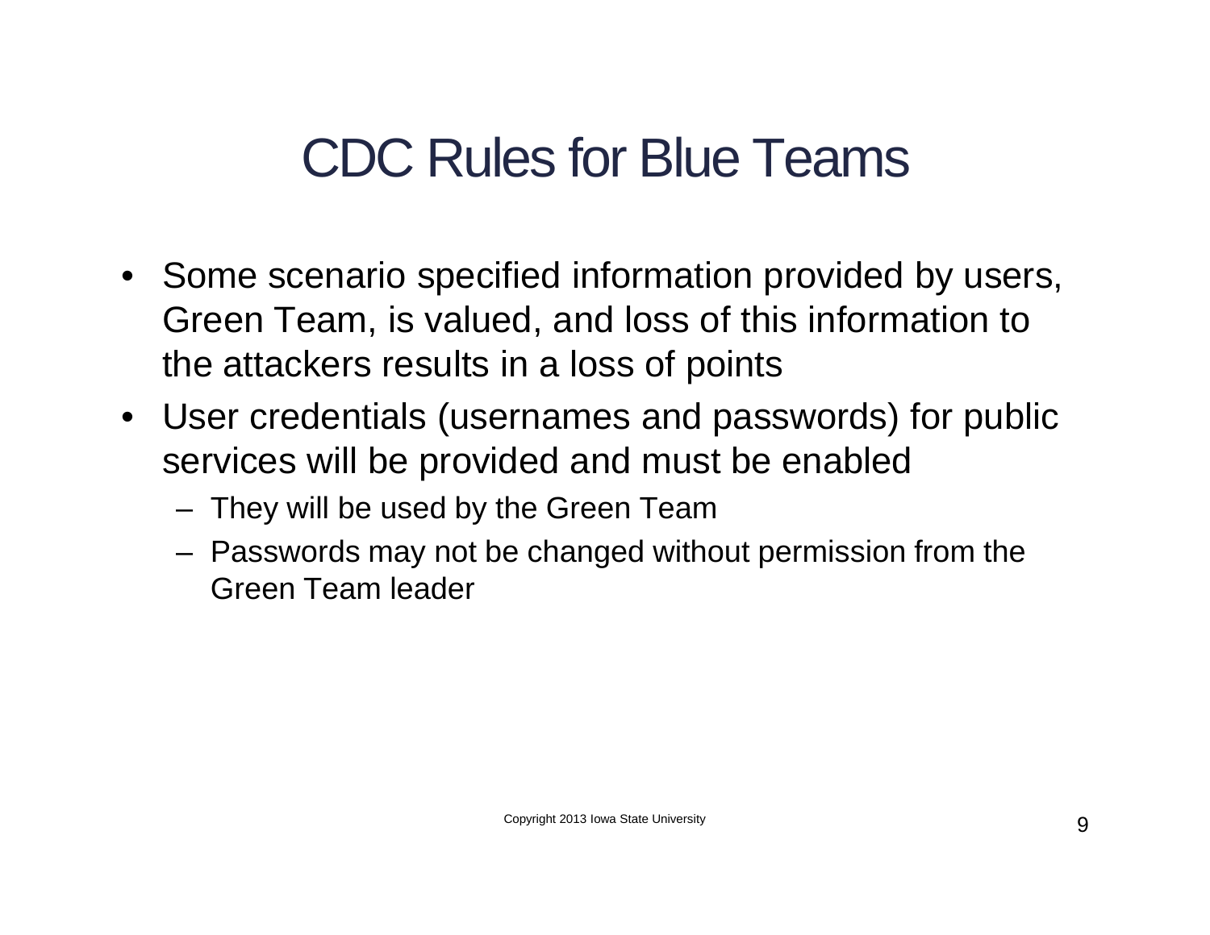# CDC Rules for Blue Teams

- Some scenario specified information provided by users, Green Team, is valued, and loss of this information to the attackers results in a loss of points
- User credentials (usernames and passwords) for public services will be provided and must be enabled
  - They will be used by the Green Team
  - Passwords may not be changed without permission from the Green Team leader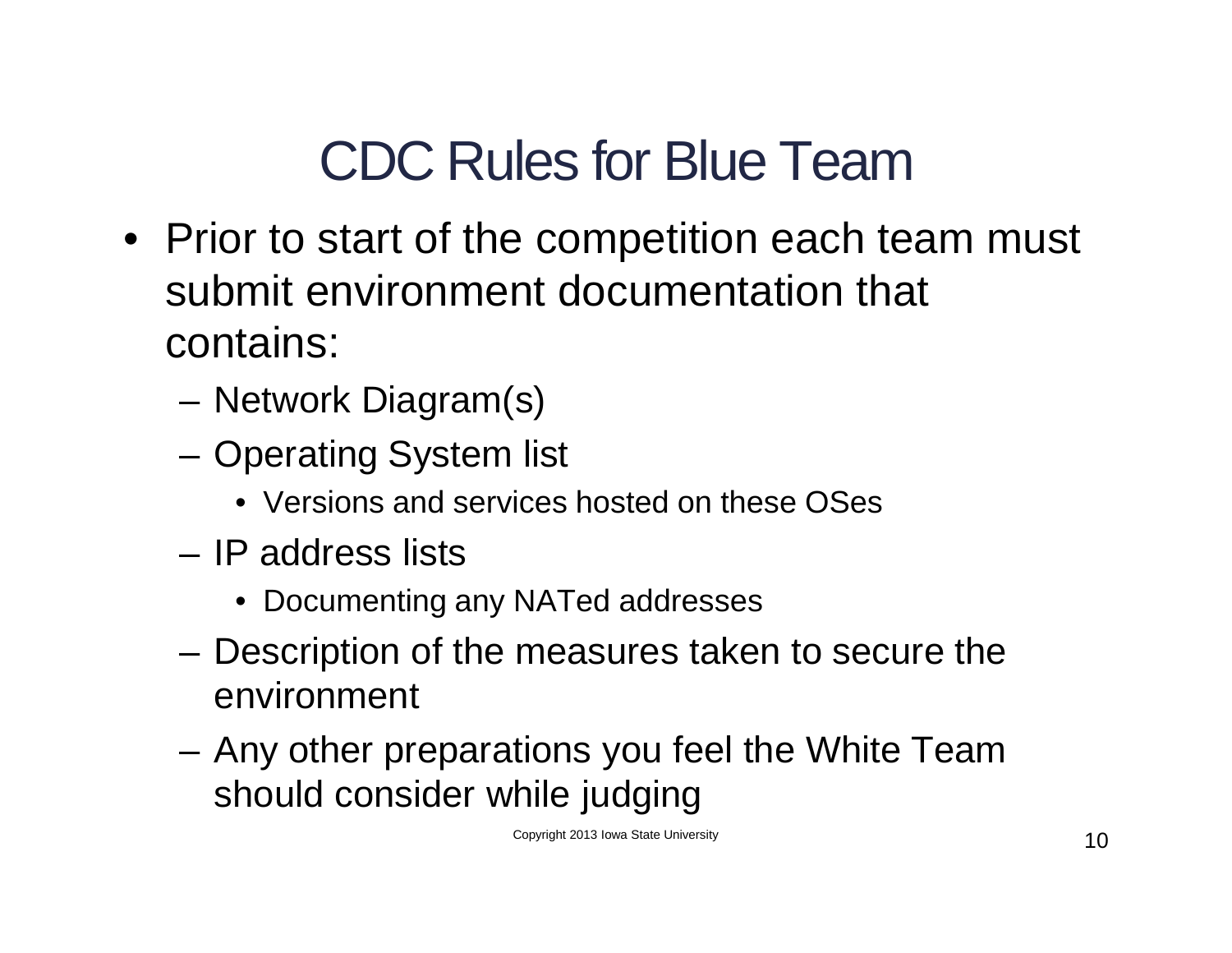# CDC Rules for Blue Team

- Prior to start of the competition each team must submit environment documentation that contains:
  - Network Diagram(s)
  - Operating System list
    - Versions and services hosted on these OSes
  - IP address lists
    - Documenting any NATed addresses
  - Description of the measures taken to secure the environment
  - Any other preparations you feel the White Team should consider while judging

Copyright 2013 Iowa State University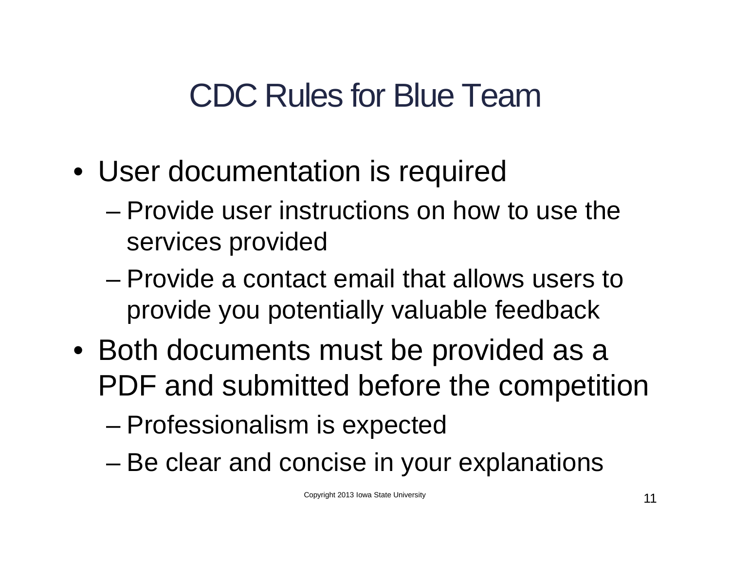# CDC Rules for Blue Team

- User documentation is required
  - Provide user instructions on how to use the services provided
  - Provide a contact email that allows users to provide you potentially valuable feedback
- Both documents must be provided as a PDF and submitted before the competition
  - Professionalism is expected
  - Be clear and concise in your explanations

Copyright 2013 Iowa State University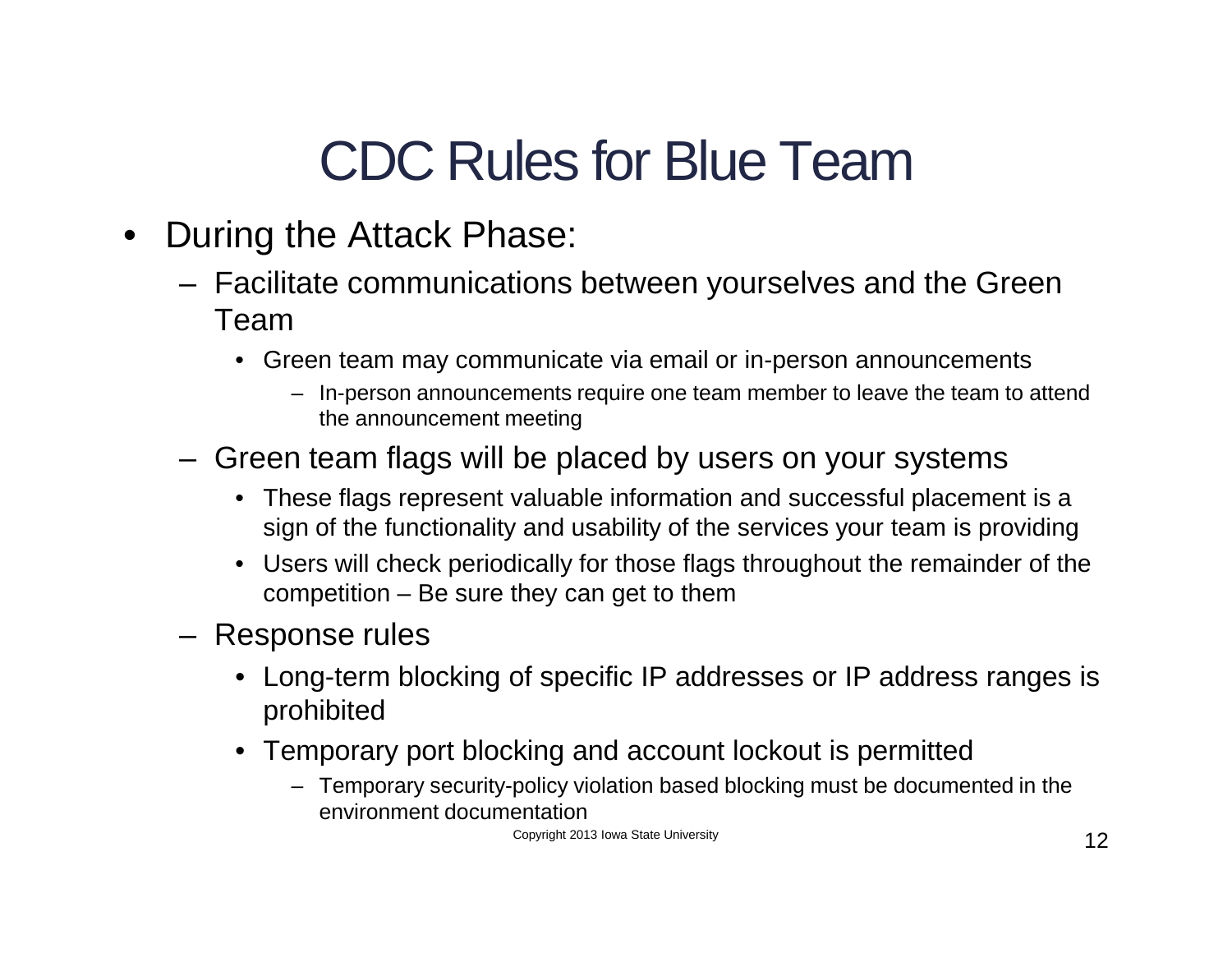# CDC Rules for Blue Team

- During the Attack Phase:
  - Facilitate communications between yourselves and the Green Team
    - Green team may communicate via email or in-person announcements
      - In-person announcements require one team member to leave the team to attend the announcement meeting
  - Green team flags will be placed by users on your systems
    - These flags represent valuable information and successful placement is a sign of the functionality and usability of the services your team is providing
    - Users will check periodically for those flags throughout the remainder of the competition – Be sure they can get to them
  - Response rules
    - Long-term blocking of specific IP addresses or IP address ranges is prohibited
    - Temporary port blocking and account lockout is permitted
      - Temporary security-policy violation based blocking must be documented in the environment documentation

Copyright 2013 Iowa State University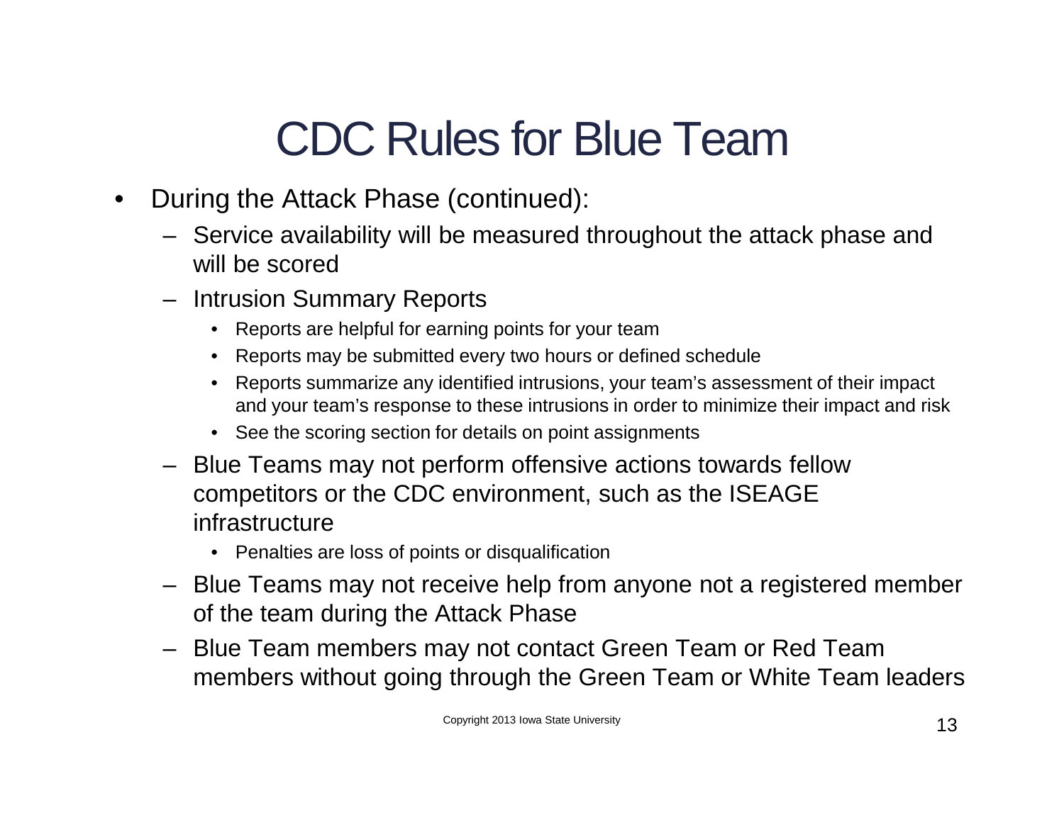# CDC Rules for Blue Team

- During the Attack Phase (continued):
  - Service availability will be measured throughout the attack phase and will be scored
  - Intrusion Summary Reports
    - Reports are helpful for earning points for your team
    - Reports may be submitted every two hours or defined schedule
    - Reports summarize any identified intrusions, your team's assessment of their impact and your team's response to these intrusions in order to minimize their impact and risk
    - See the scoring section for details on point assignments
  - Blue Teams may not perform offensive actions towards fellow competitors or the CDC environment, such as the ISEAGE infrastructure
    - Penalties are loss of points or disqualification
  - Blue Teams may not receive help from anyone not a registered member of the team during the Attack Phase
  - Blue Team members may not contact Green Team or Red Team members without going through the Green Team or White Team leaders

Copyright 2013 Iowa State University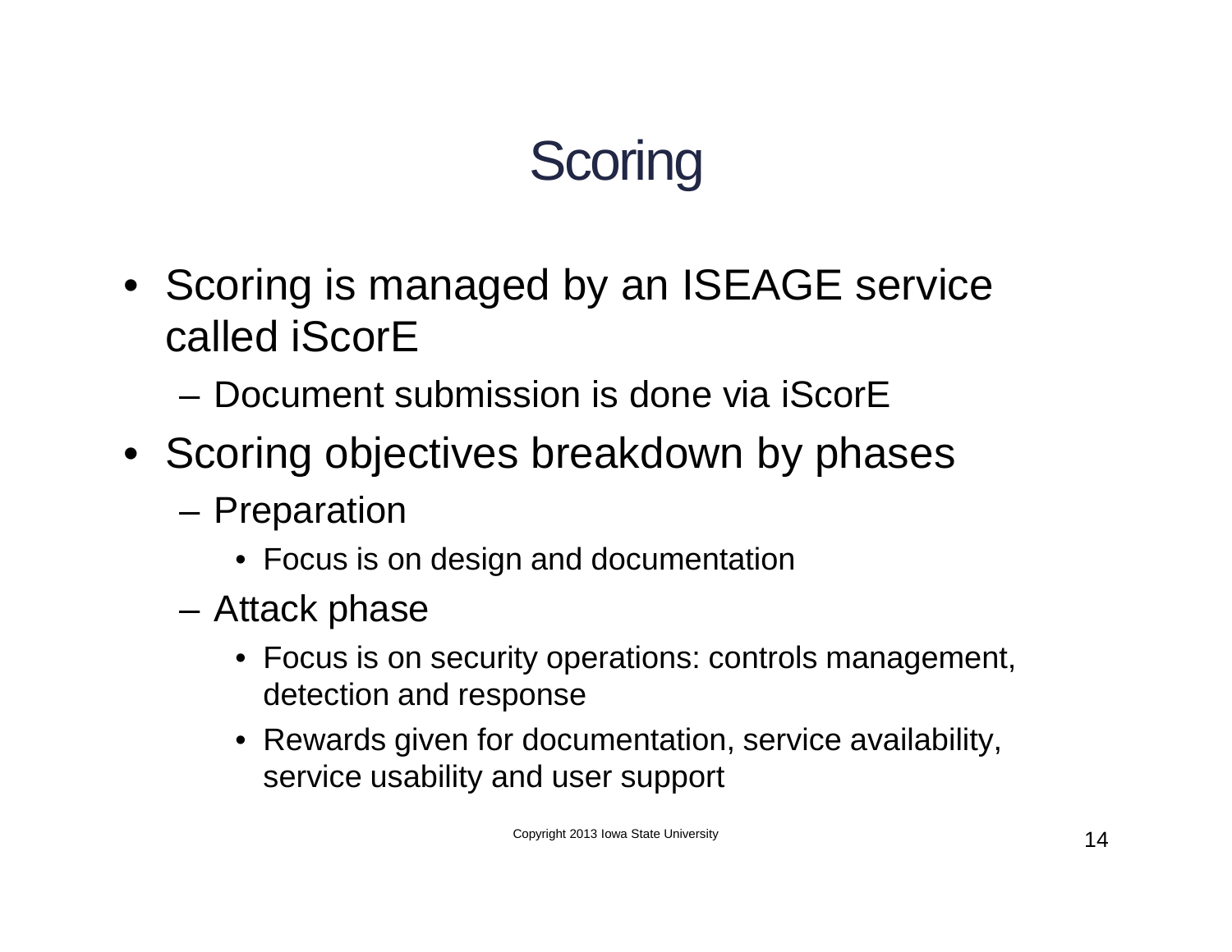# Scoring

- Scoring is managed by an ISEAGE service called iScorE
  - Document submission is done via iScorE
- Scoring objectives breakdown by phases
  - Preparation
    - Focus is on design and documentation
  - Attack phase
    - Focus is on security operations: controls management, detection and response
    - Rewards given for documentation, service availability, service usability and user support

Copyright 2013 Iowa State University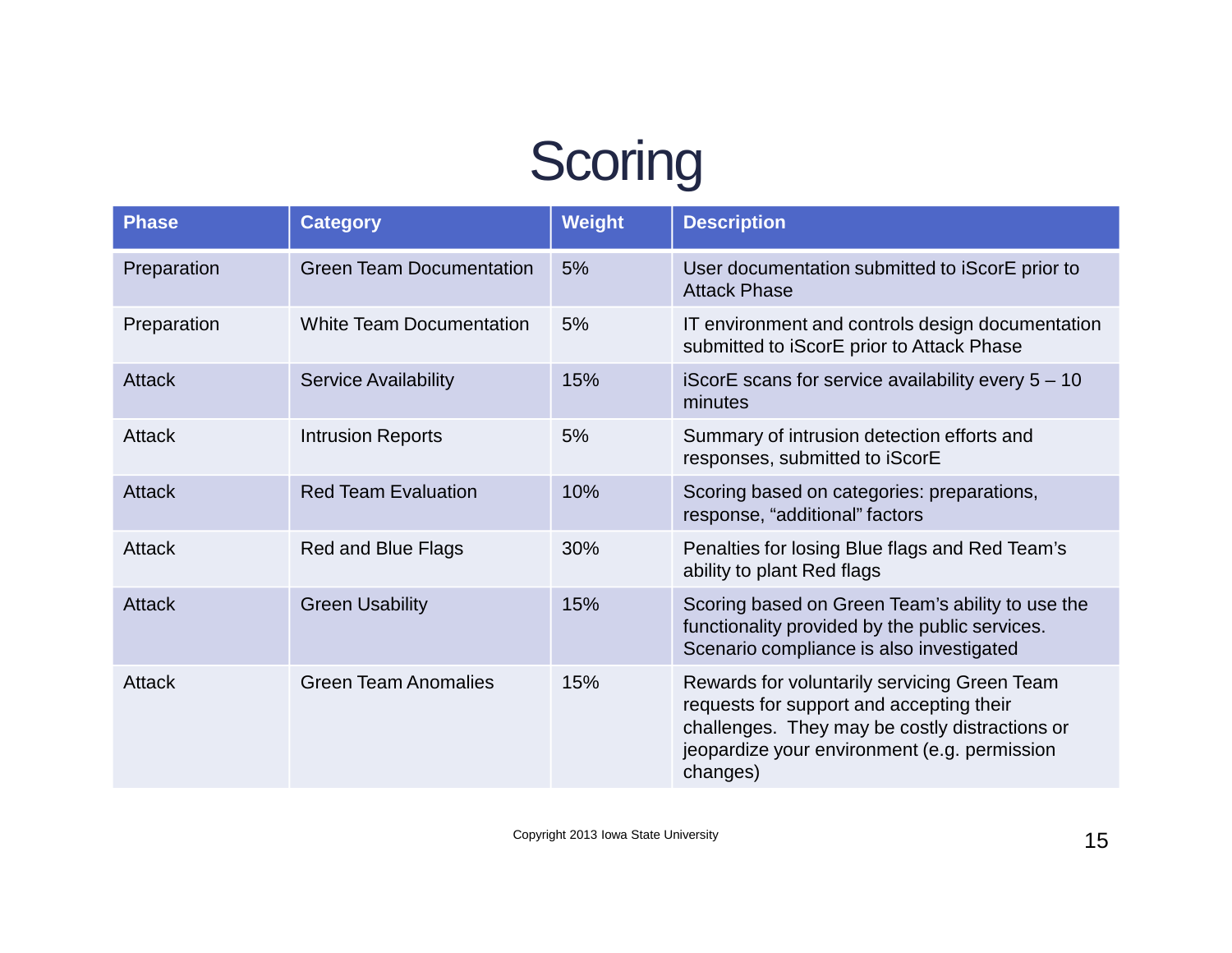# Scoring

| Phase | Category | Weight | Description |
|---|---|---|---|
| Preparation | Green Team Documentation | 5% | User documentation submitted to iScorE prior to Attack Phase |
| Preparation | White Team Documentation | 5% | IT environment and controls design documentation submitted to iScorE prior to Attack Phase |
| Attack | Service Availability | 15% | iScorE scans for service availability every 5 – 10 minutes |
| Attack | Intrusion Reports | 5% | Summary of intrusion detection efforts and responses, submitted to iScorE |
| Attack | Red Team Evaluation | 10% | Scoring based on categories: preparations, response, “additional” factors |
| Attack | Red and Blue Flags | 30% | Penalties for losing Blue flags and Red Team’s ability to plant Red flags |
| Attack | Green Usability | 15% | Scoring based on Green Team’s ability to use the functionality provided by the public services. Scenario compliance is also investigated |
| Attack | Green Team Anomalies | 15% | Rewards for voluntarily servicing Green Team requests for support and accepting their challenges. They may be costly distractions or jeopardize your environment (e.g. permission changes) |

Copyright 2013 Iowa State University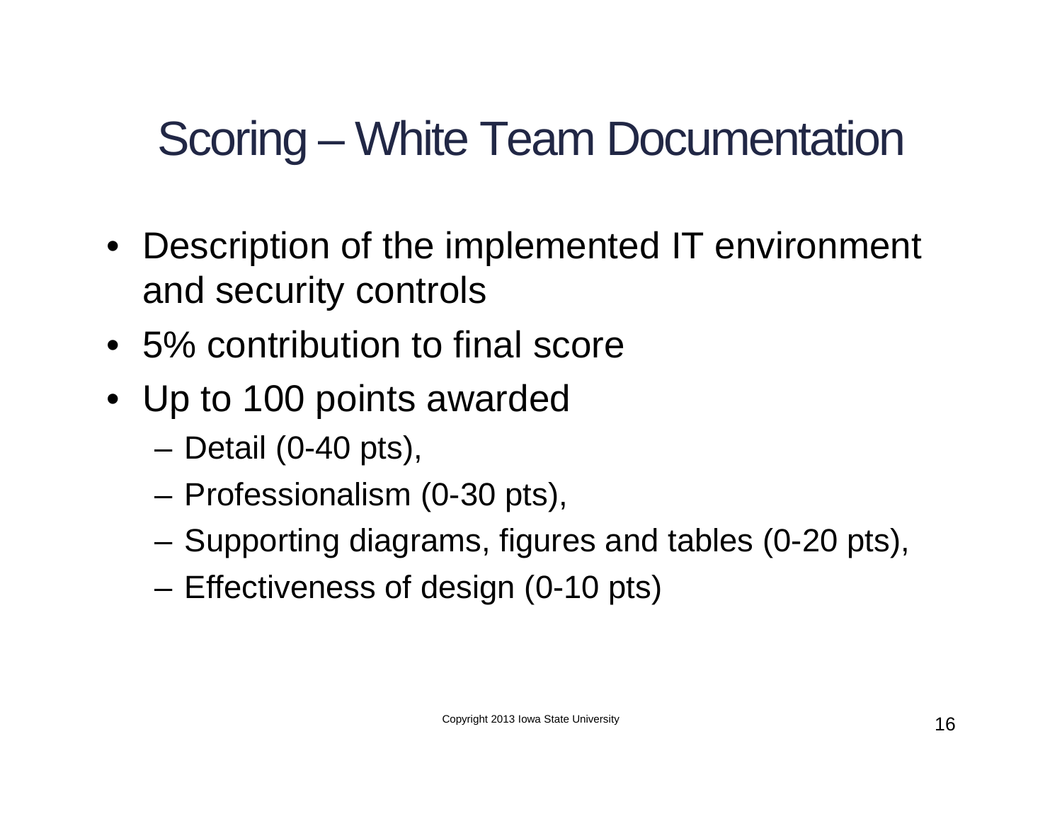# Scoring – White Team Documentation

- Description of the implemented IT environment and security controls
- 5% contribution to final score
- Up to 100 points awarded
  - Detail (0-40 pts),
  - Professionalism (0-30 pts),
  - Supporting diagrams, figures and tables (0-20 pts),
  - Effectiveness of design (0-10 pts)

Copyright 2013 Iowa State University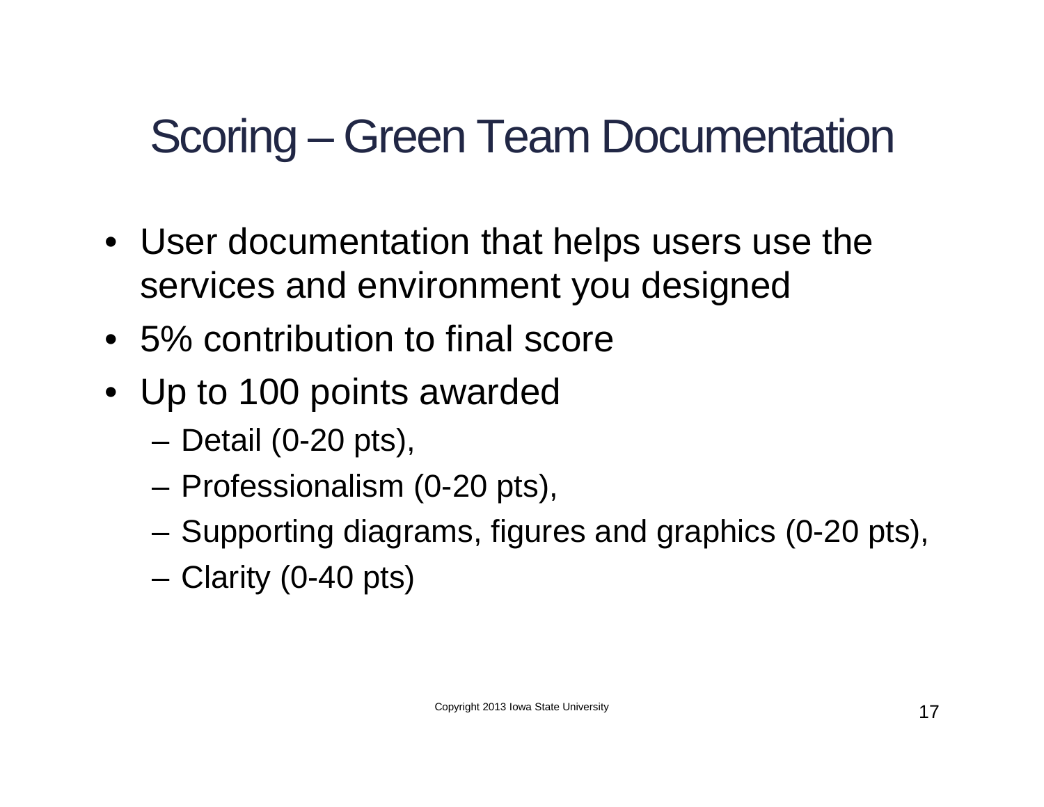# Scoring – Green Team Documentation

- User documentation that helps users use the services and environment you designed
- 5% contribution to final score
- Up to 100 points awarded
  - Detail (0-20 pts),
  - Professionalism (0-20 pts),
  - Supporting diagrams, figures and graphics (0-20 pts),
  - Clarity (0-40 pts)

Copyright 2013 Iowa State University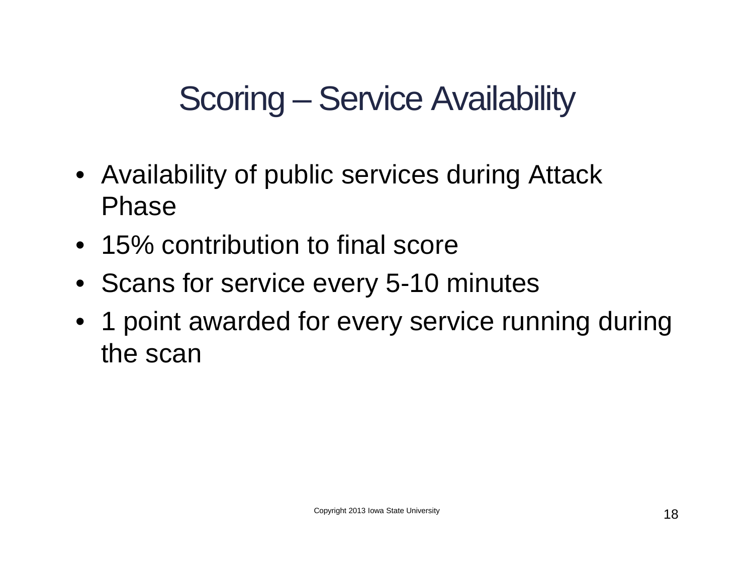# Scoring – Service Availability

- Availability of public services during Attack Phase
- 15% contribution to final score
- Scans for service every 5-10 minutes
- 1 point awarded for every service running during the scan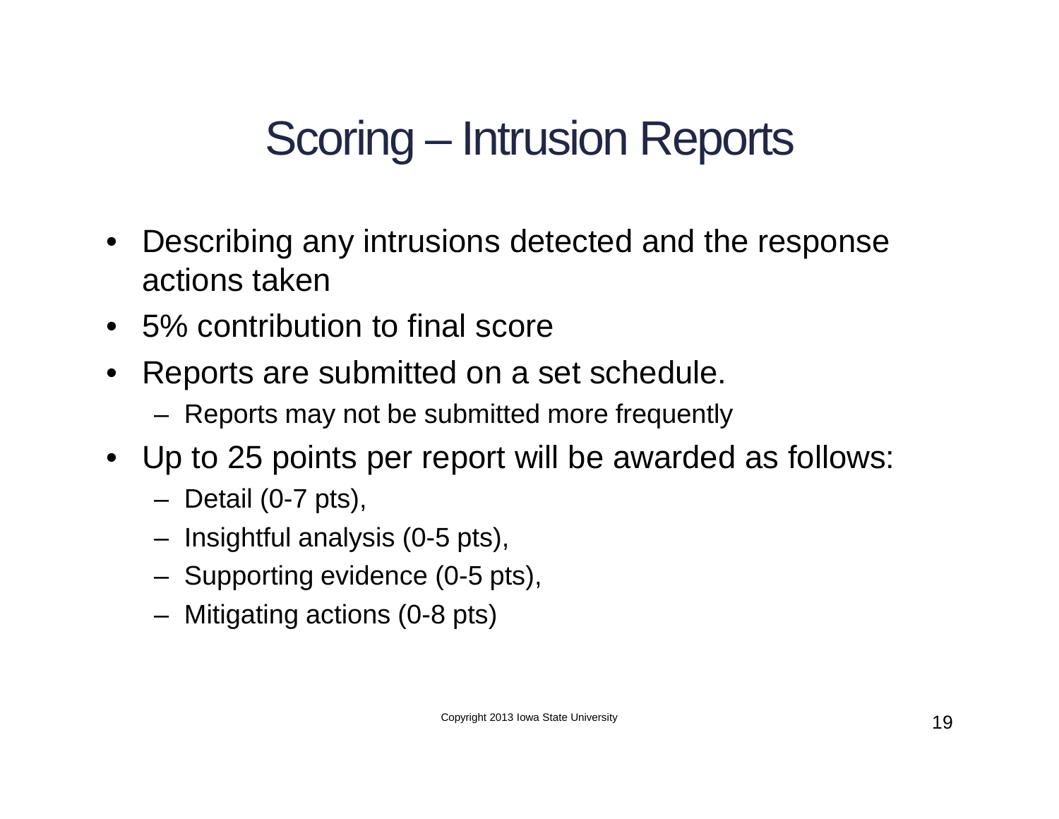# Scoring – Intrusion Reports

- Describing any intrusions detected and the response actions taken
- 5% contribution to final score
- Reports are submitted on a set schedule.
  - Reports may not be submitted more frequently
- Up to 25 points per report will be awarded as follows:
  - Detail (0-7 pts),
  - Insightful analysis (0-5 pts),
  - Supporting evidence (0-5 pts),
  - Mitigating actions (0-8 pts)

Copyright 2013 Iowa State University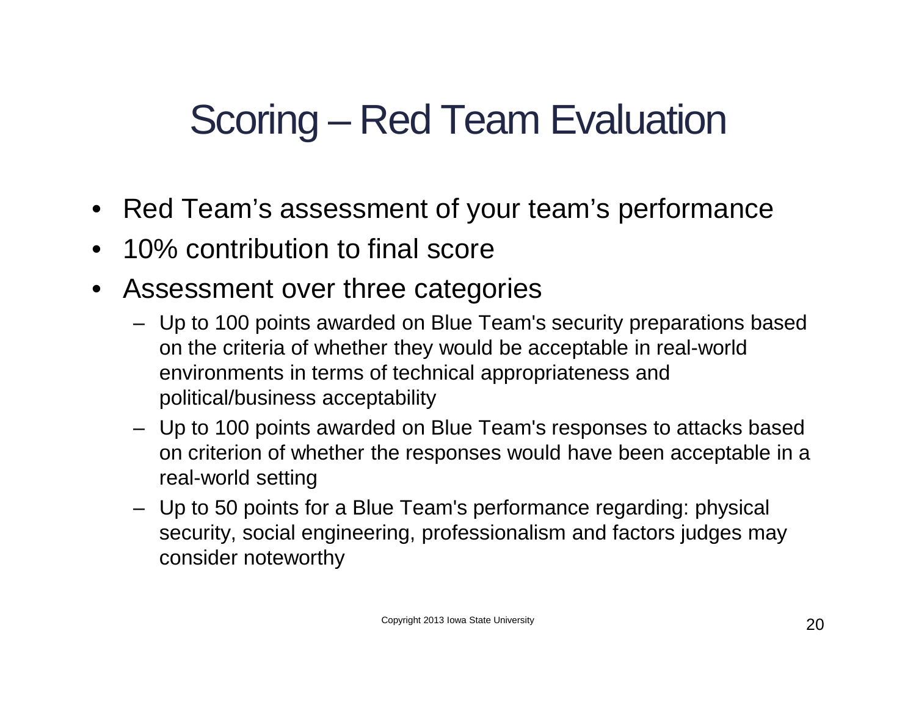# Scoring – Red Team Evaluation

- Red Team's assessment of your team's performance
- 10% contribution to final score
- Assessment over three categories
  - Up to 100 points awarded on Blue Team's security preparations based on the criteria of whether they would be acceptable in real-world environments in terms of technical appropriateness and political/business acceptability
  - Up to 100 points awarded on Blue Team's responses to attacks based on criterion of whether the responses would have been acceptable in a real-world setting
  - Up to 50 points for a Blue Team's performance regarding: physical security, social engineering, professionalism and factors judges may consider noteworthy

Copyright 2013 Iowa State University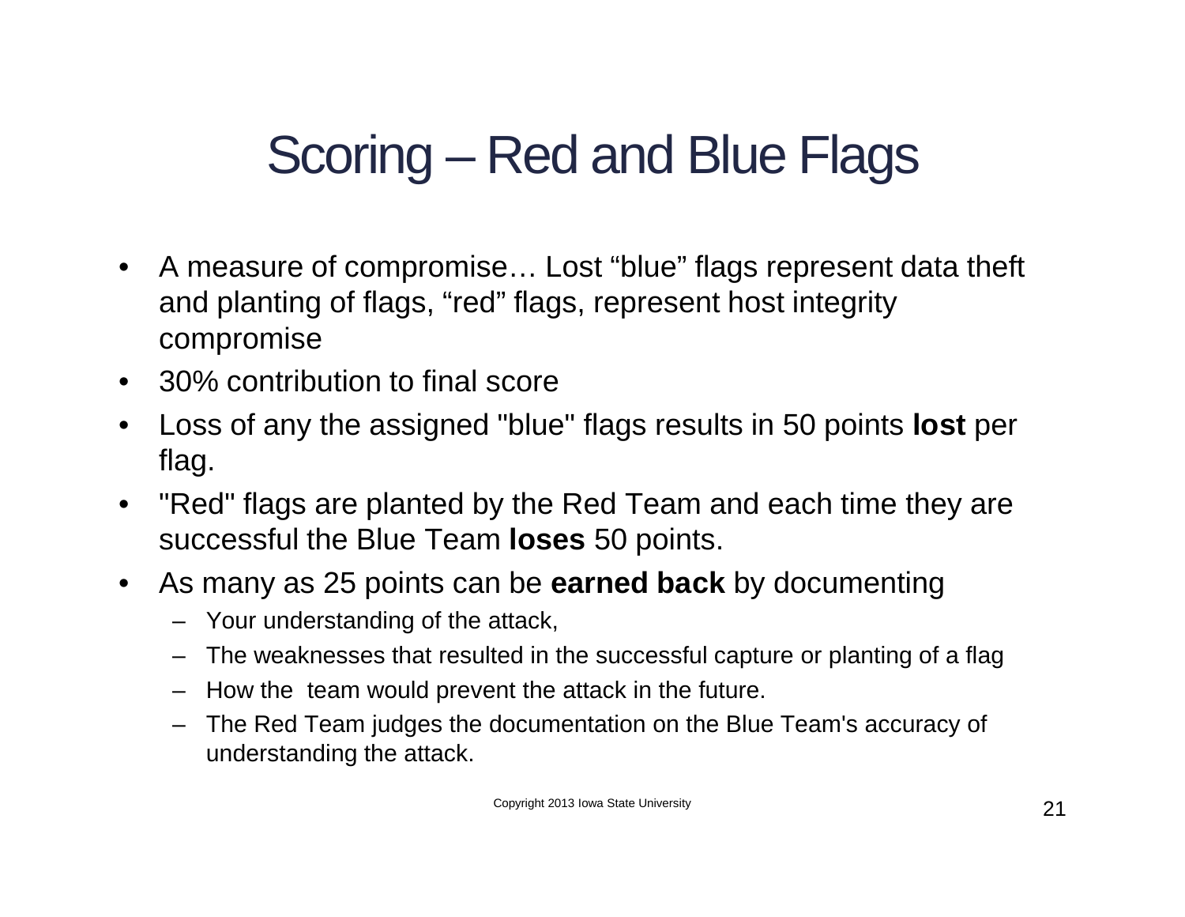# Scoring – Red and Blue Flags

- A measure of compromise… Lost “blue” flags represent data theft and planting of flags, “red” flags, represent host integrity compromise
- 30% contribution to final score
- Loss of any the assigned "blue" flags results in 50 points **lost** per flag.
- "Red" flags are planted by the Red Team and each time they are successful the Blue Team **loses** 50 points.
- As many as 25 points can be **earned back** by documenting
  - Your understanding of the attack,
  - The weaknesses that resulted in the successful capture or planting of a flag
  - How the team would prevent the attack in the future.
  - The Red Team judges the documentation on the Blue Team's accuracy of understanding the attack.

Copyright 2013 Iowa State University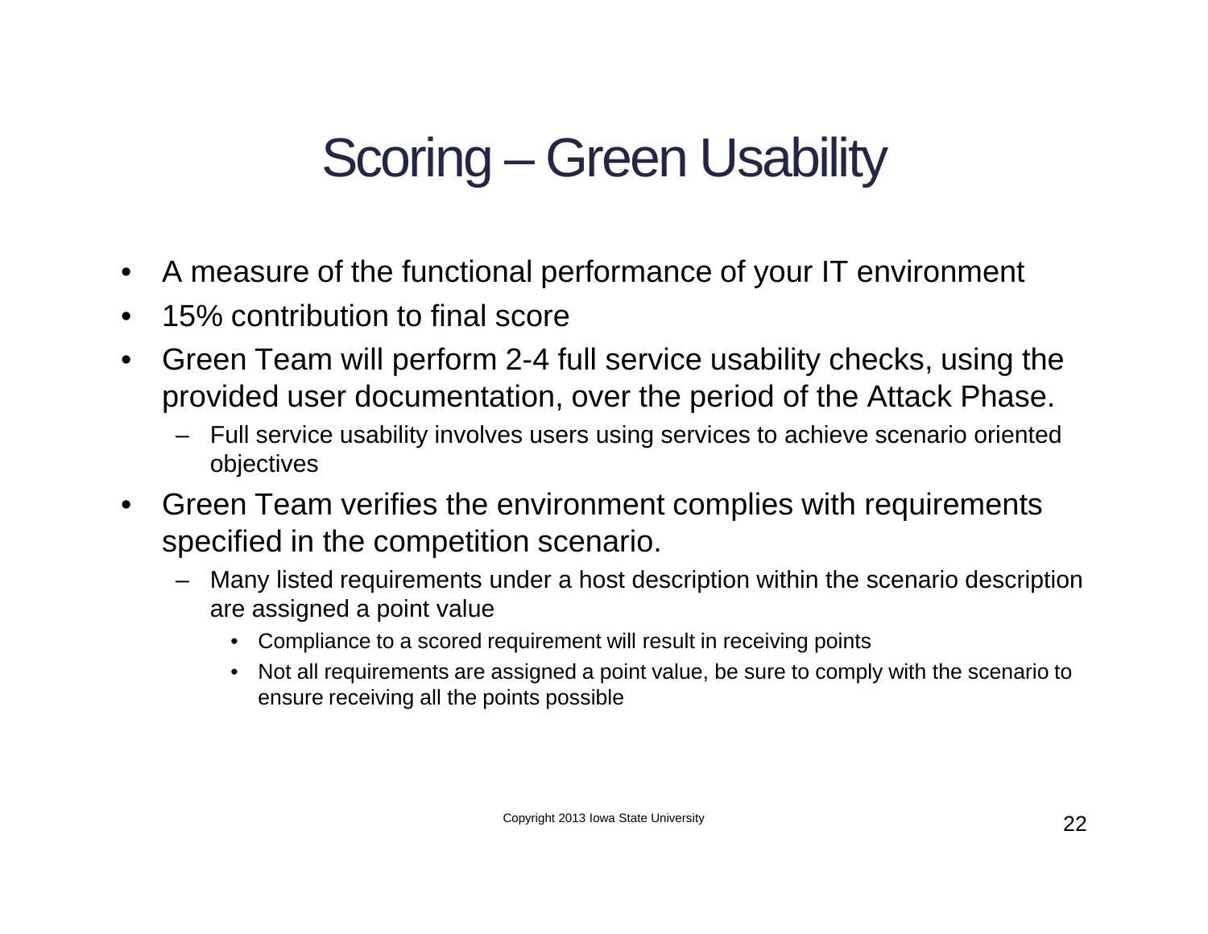# Scoring – Green Usability

- A measure of the functional performance of your IT environment
- 15% contribution to final score
- Green Team will perform 2-4 full service usability checks, using the provided user documentation, over the period of the Attack Phase.
  - Full service usability involves users using services to achieve scenario oriented objectives
- Green Team verifies the environment complies with requirements specified in the competition scenario.
  - Many listed requirements under a host description within the scenario description are assigned a point value
    - Compliance to a scored requirement will result in receiving points
    - Not all requirements are assigned a point value, be sure to comply with the scenario to ensure receiving all the points possible

Copyright 2013 Iowa State University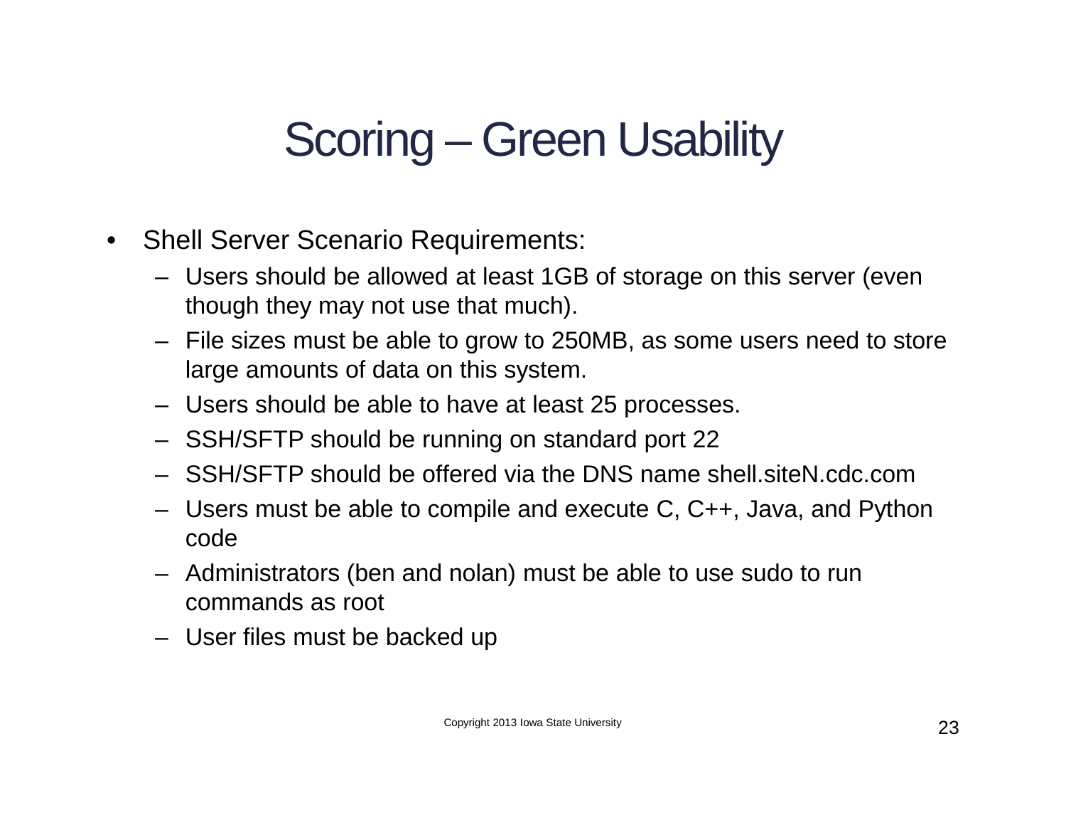# Scoring – Green Usability

- Shell Server Scenario Requirements:
  - Users should be allowed at least 1GB of storage on this server (even though they may not use that much).
  - File sizes must be able to grow to 250MB, as some users need to store large amounts of data on this system.
  - Users should be able to have at least 25 processes.
  - SSH/SFTP should be running on standard port 22
  - SSH/SFTP should be offered via the DNS name shell.siteN.cdc.com
  - Users must be able to compile and execute C, C++, Java, and Python code
  - Administrators (ben and nolan) must be able to use sudo to run commands as root
  - User files must be backed up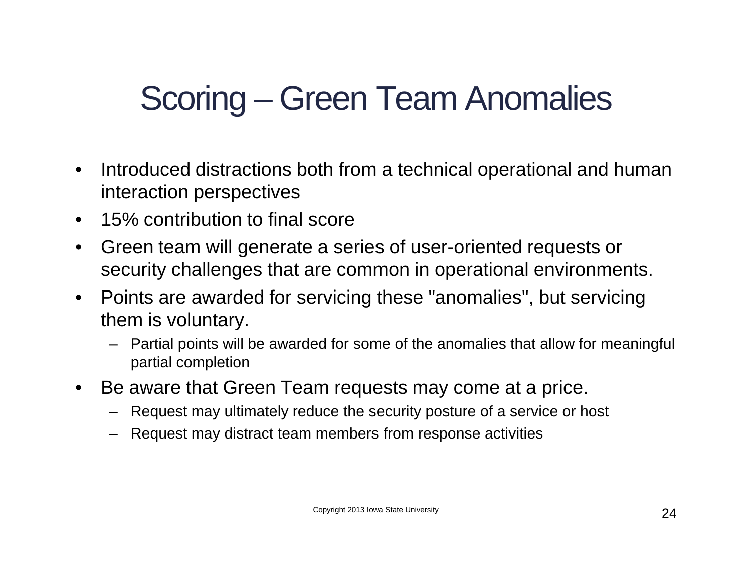# Scoring – Green Team Anomalies

- Introduced distractions both from a technical operational and human interaction perspectives
- 15% contribution to final score
- Green team will generate a series of user-oriented requests or security challenges that are common in operational environments.
- Points are awarded for servicing these "anomalies", but servicing them is voluntary.
  - Partial points will be awarded for some of the anomalies that allow for meaningful partial completion
- Be aware that Green Team requests may come at a price.
  - Request may ultimately reduce the security posture of a service or host
  - Request may distract team members from response activities

Copyright 2013 Iowa State University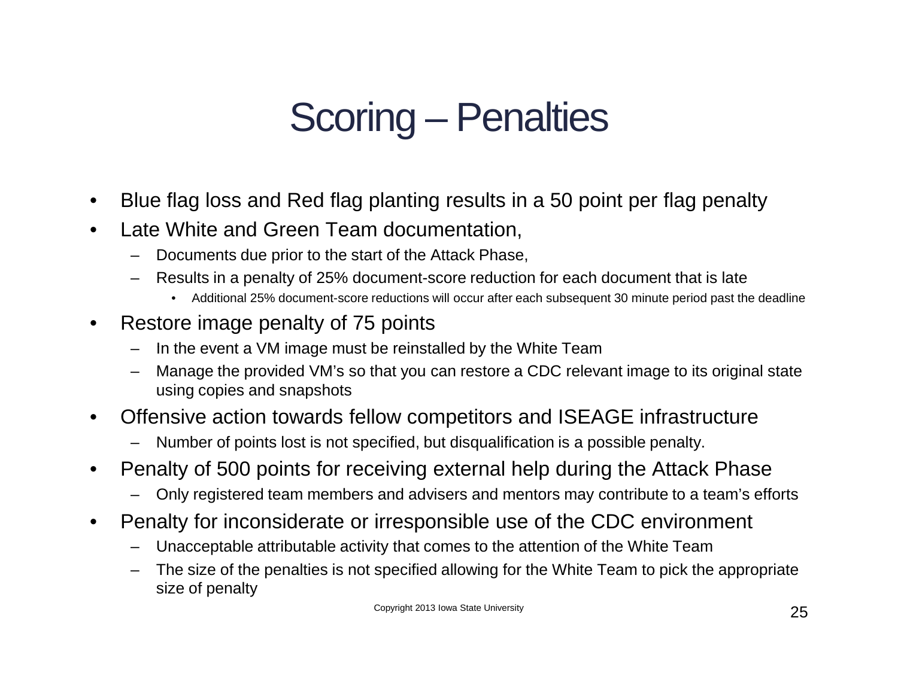# Scoring – Penalties

- Blue flag loss and Red flag planting results in a 50 point per flag penalty
- Late White and Green Team documentation,
  - Documents due prior to the start of the Attack Phase,
  - Results in a penalty of 25% document-score reduction for each document that is late
    - Additional 25% document-score reductions will occur after each subsequent 30 minute period past the deadline
- Restore image penalty of 75 points
  - In the event a VM image must be reinstalled by the White Team
  - Manage the provided VM's so that you can restore a CDC relevant image to its original state using copies and snapshots
- Offensive action towards fellow competitors and ISEAGE infrastructure
  - Number of points lost is not specified, but disqualification is a possible penalty.
- Penalty of 500 points for receiving external help during the Attack Phase
  - Only registered team members and advisers and mentors may contribute to a team's efforts
- Penalty for inconsiderate or irresponsible use of the CDC environment
  - Unacceptable attributable activity that comes to the attention of the White Team
  - The size of the penalties is not specified allowing for the White Team to pick the appropriate size of penalty

Copyright 2013 Iowa State University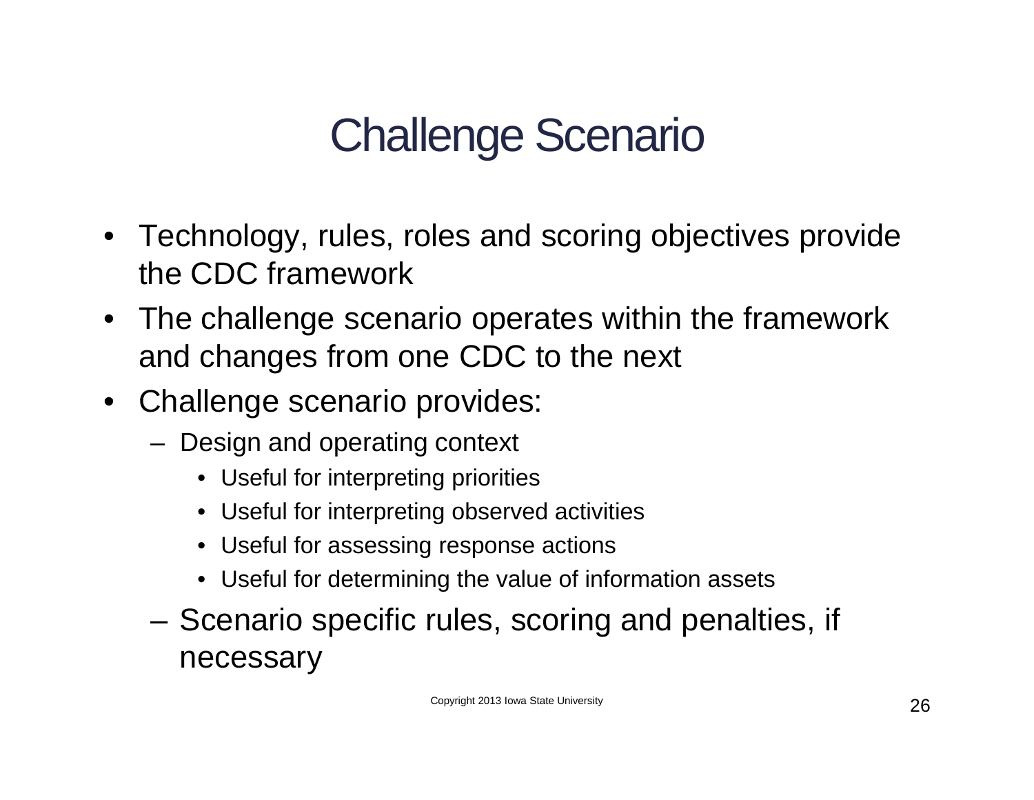# Challenge Scenario

- Technology, rules, roles and scoring objectives provide the CDC framework
- The challenge scenario operates within the framework and changes from one CDC to the next
- Challenge scenario provides:
  - Design and operating context
    - Useful for interpreting priorities
    - Useful for interpreting observed activities
    - Useful for assessing response actions
    - Useful for determining the value of information assets
  - Scenario specific rules, scoring and penalties, if necessary

Copyright 2013 Iowa State University